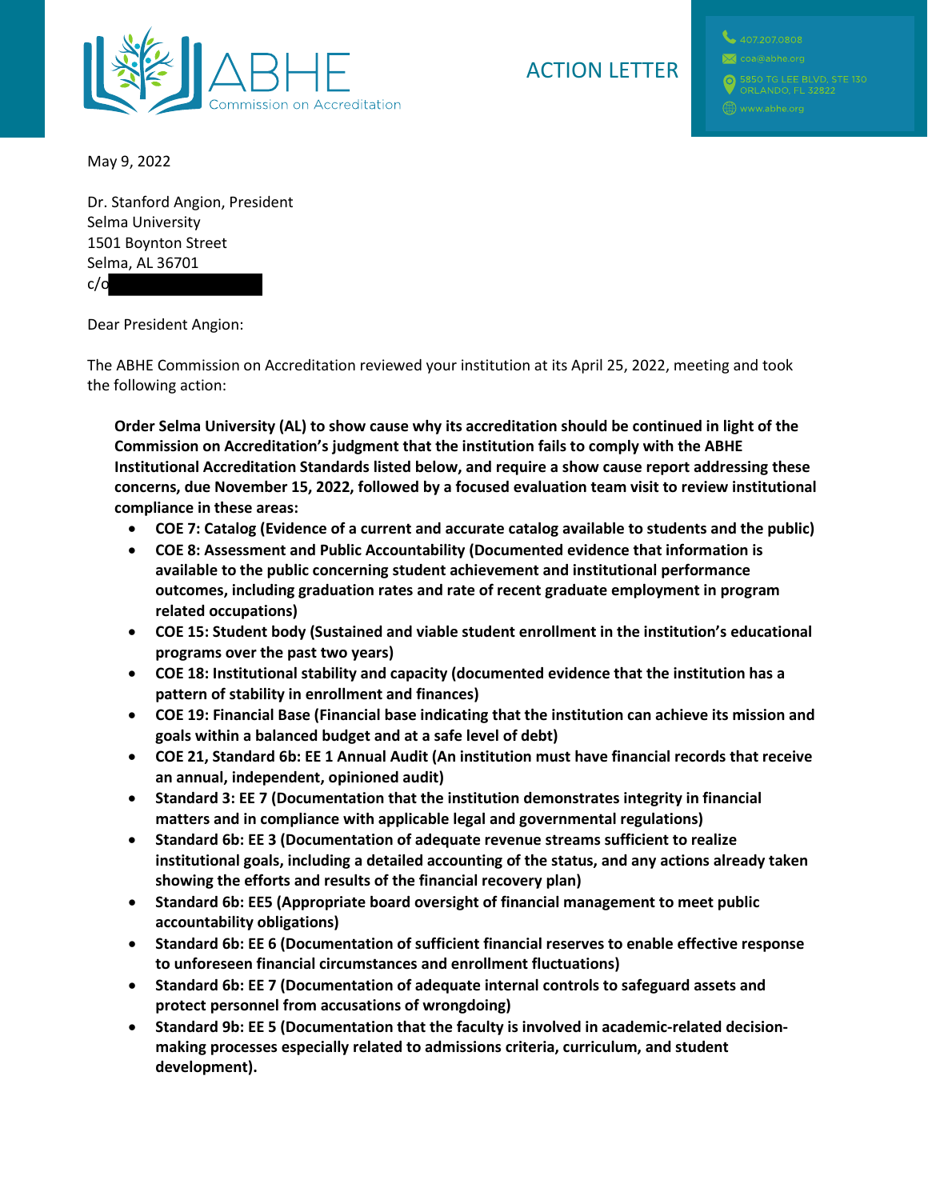ABHE
Commission on Accreditation

# ACTION LETTER

407.207.0808
coa@abhe.org
5850 TG LEE BLVD, STE 130
ORLANDO, FL 32822
www.abhe.org

May 9, 2022

Dr. Stanford Angion, President
Selma University
1501 Boynton Street
Selma, AL 36701
c/o

Dear President Angion:

The ABHE Commission on Accreditation reviewed your institution at its April 25, 2022, meeting and took the following action:

**Order Selma University (AL) to show cause why its accreditation should be continued in light of the Commission on Accreditation's judgment that the institution fails to comply with the ABHE Institutional Accreditation Standards listed below, and require a show cause report addressing these concerns, due November 15, 2022, followed by a focused evaluation team visit to review institutional compliance in these areas:**

- **COE 7: Catalog (Evidence of a current and accurate catalog available to students and the public)**
- **COE 8: Assessment and Public Accountability (Documented evidence that information is available to the public concerning student achievement and institutional performance outcomes, including graduation rates and rate of recent graduate employment in program related occupations)**
- **COE 15: Student body (Sustained and viable student enrollment in the institution's educational programs over the past two years)**
- **COE 18: Institutional stability and capacity (documented evidence that the institution has a pattern of stability in enrollment and finances)**
- **COE 19: Financial Base (Financial base indicating that the institution can achieve its mission and goals within a balanced budget and at a safe level of debt)**
- **COE 21, Standard 6b: EE 1 Annual Audit (An institution must have financial records that receive an annual, independent, opinioned audit)**
- **Standard 3: EE 7 (Documentation that the institution demonstrates integrity in financial matters and in compliance with applicable legal and governmental regulations)**
- **Standard 6b: EE 3 (Documentation of adequate revenue streams sufficient to realize institutional goals, including a detailed accounting of the status, and any actions already taken showing the efforts and results of the financial recovery plan)**
- **Standard 6b: EE5 (Appropriate board oversight of financial management to meet public accountability obligations)**
- **Standard 6b: EE 6 (Documentation of sufficient financial reserves to enable effective response to unforeseen financial circumstances and enrollment fluctuations)**
- **Standard 6b: EE 7 (Documentation of adequate internal controls to safeguard assets and protect personnel from accusations of wrongdoing)**
- **Standard 9b: EE 5 (Documentation that the faculty is involved in academic-related decision-making processes especially related to admissions criteria, curriculum, and student development).**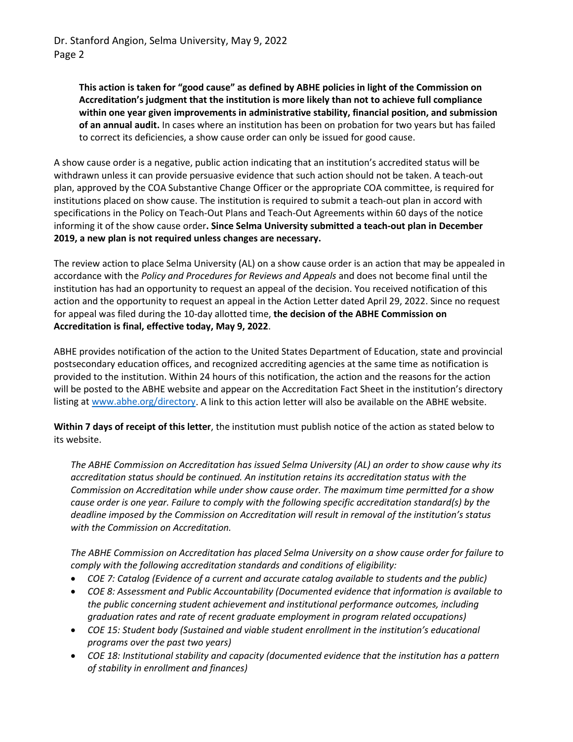> **This action is taken for "good cause" as defined by ABHE policies in light of the Commission on Accreditation's judgment that the institution is more likely than not to achieve full compliance within one year given improvements in administrative stability, financial position, and submission of an annual audit.** In cases where an institution has been on probation for two years but has failed to correct its deficiencies, a show cause order can only be issued for good cause.

A show cause order is a negative, public action indicating that an institution's accredited status will be withdrawn unless it can provide persuasive evidence that such action should not be taken. A teach-out plan, approved by the COA Substantive Change Officer or the appropriate COA committee, is required for institutions placed on show cause. The institution is required to submit a teach-out plan in accord with specifications in the Policy on Teach-Out Plans and Teach-Out Agreements within 60 days of the notice informing it of the show cause order**. Since Selma University submitted a teach-out plan in December 2019, a new plan is not required unless changes are necessary.**

The review action to place Selma University (AL) on a show cause order is an action that may be appealed in accordance with the *Policy and Procedures for Reviews and Appeals* and does not become final until the institution has had an opportunity to request an appeal of the decision. You received notification of this action and the opportunity to request an appeal in the Action Letter dated April 29, 2022. Since no request for appeal was filed during the 10-day allotted time, **the decision of the ABHE Commission on Accreditation is final, effective today, May 9, 2022**.

ABHE provides notification of the action to the United States Department of Education, state and provincial postsecondary education offices, and recognized accrediting agencies at the same time as notification is provided to the institution. Within 24 hours of this notification, the action and the reasons for the action will be posted to the ABHE website and appear on the Accreditation Fact Sheet in the institution's directory listing at www.abhe.org/directory. A link to this action letter will also be available on the ABHE website.

**Within 7 days of receipt of this letter**, the institution must publish notice of the action as stated below to its website.

> *The ABHE Commission on Accreditation has issued Selma University (AL) an order to show cause why its accreditation status should be continued. An institution retains its accreditation status with the Commission on Accreditation while under show cause order. The maximum time permitted for a show cause order is one year. Failure to comply with the following specific accreditation standard(s) by the deadline imposed by the Commission on Accreditation will result in removal of the institution's status with the Commission on Accreditation.*
>
> *The ABHE Commission on Accreditation has placed Selma University on a show cause order for failure to comply with the following accreditation standards and conditions of eligibility:*
>
> - *COE 7: Catalog (Evidence of a current and accurate catalog available to students and the public)*
> - *COE 8: Assessment and Public Accountability (Documented evidence that information is available to the public concerning student achievement and institutional performance outcomes, including graduation rates and rate of recent graduate employment in program related occupations)*
> - *COE 15: Student body (Sustained and viable student enrollment in the institution's educational programs over the past two years)*
> - *COE 18: Institutional stability and capacity (documented evidence that the institution has a pattern of stability in enrollment and finances)*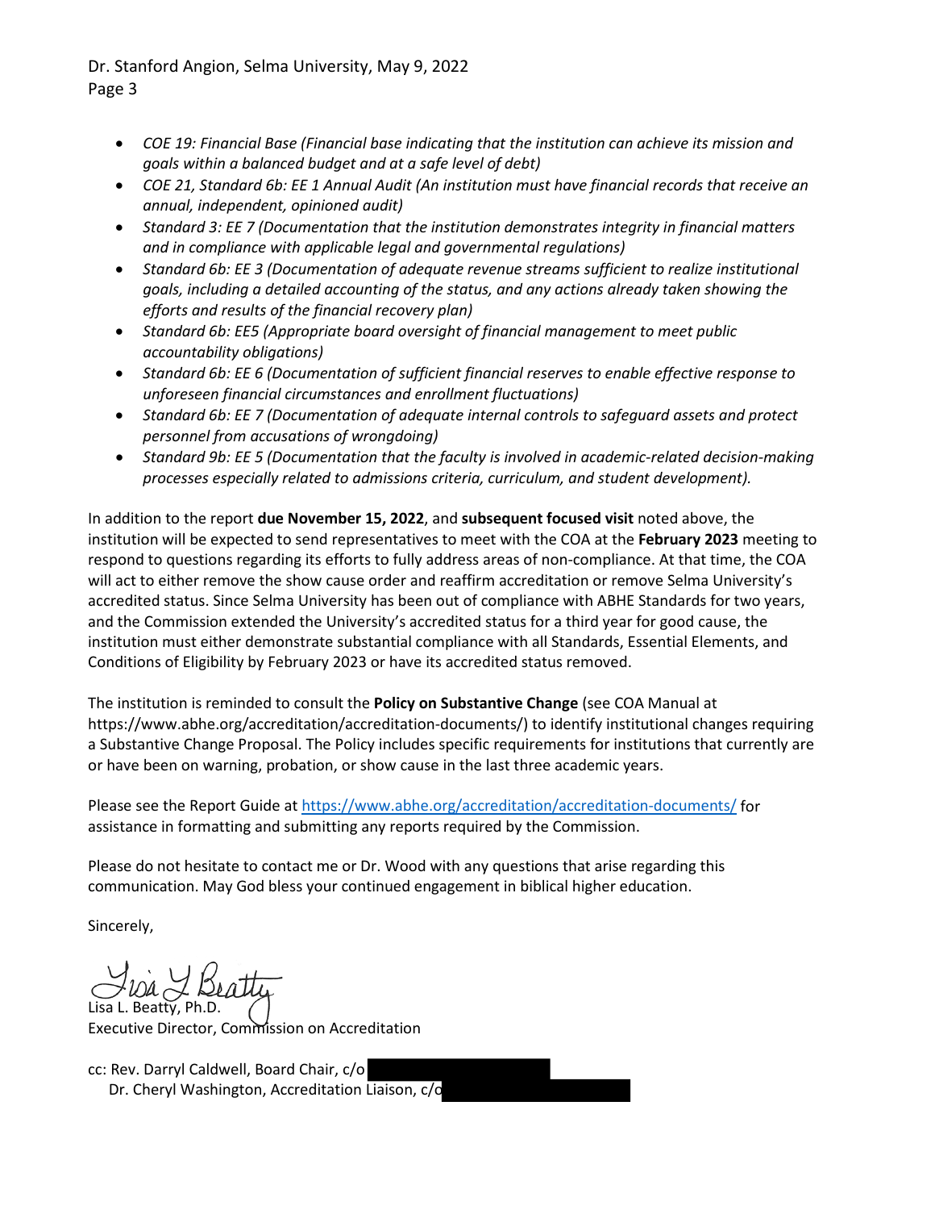- *COE 19: Financial Base (Financial base indicating that the institution can achieve its mission and goals within a balanced budget and at a safe level of debt)*
- *COE 21, Standard 6b: EE 1 Annual Audit (An institution must have financial records that receive an annual, independent, opinioned audit)*
- *Standard 3: EE 7 (Documentation that the institution demonstrates integrity in financial matters and in compliance with applicable legal and governmental regulations)*
- *Standard 6b: EE 3 (Documentation of adequate revenue streams sufficient to realize institutional goals, including a detailed accounting of the status, and any actions already taken showing the efforts and results of the financial recovery plan)*
- *Standard 6b: EE5 (Appropriate board oversight of financial management to meet public accountability obligations)*
- *Standard 6b: EE 6 (Documentation of sufficient financial reserves to enable effective response to unforeseen financial circumstances and enrollment fluctuations)*
- *Standard 6b: EE 7 (Documentation of adequate internal controls to safeguard assets and protect personnel from accusations of wrongdoing)*
- *Standard 9b: EE 5 (Documentation that the faculty is involved in academic-related decision-making processes especially related to admissions criteria, curriculum, and student development).*

In addition to the report **due November 15, 2022**, and **subsequent focused visit** noted above, the institution will be expected to send representatives to meet with the COA at the **February 2023** meeting to respond to questions regarding its efforts to fully address areas of non-compliance. At that time, the COA will act to either remove the show cause order and reaffirm accreditation or remove Selma University's accredited status. Since Selma University has been out of compliance with ABHE Standards for two years, and the Commission extended the University's accredited status for a third year for good cause, the institution must either demonstrate substantial compliance with all Standards, Essential Elements, and Conditions of Eligibility by February 2023 or have its accredited status removed.

The institution is reminded to consult the **Policy on Substantive Change** (see COA Manual at https://www.abhe.org/accreditation/accreditation-documents/) to identify institutional changes requiring a Substantive Change Proposal. The Policy includes specific requirements for institutions that currently are or have been on warning, probation, or show cause in the last three academic years.

Please see the Report Guide at https://www.abhe.org/accreditation/accreditation-documents/ for assistance in formatting and submitting any reports required by the Commission.

Please do not hesitate to contact me or Dr. Wood with any questions that arise regarding this communication. May God bless your continued engagement in biblical higher education.

Sincerely,

Lisa L. Beatty

Lisa L. Beatty, Ph.D.
Executive Director, Commission on Accreditation

cc: Rev. Darryl Caldwell, Board Chair, c/o [REDACTED]
Dr. Cheryl Washington, Accreditation Liaison, c/o [REDACTED]